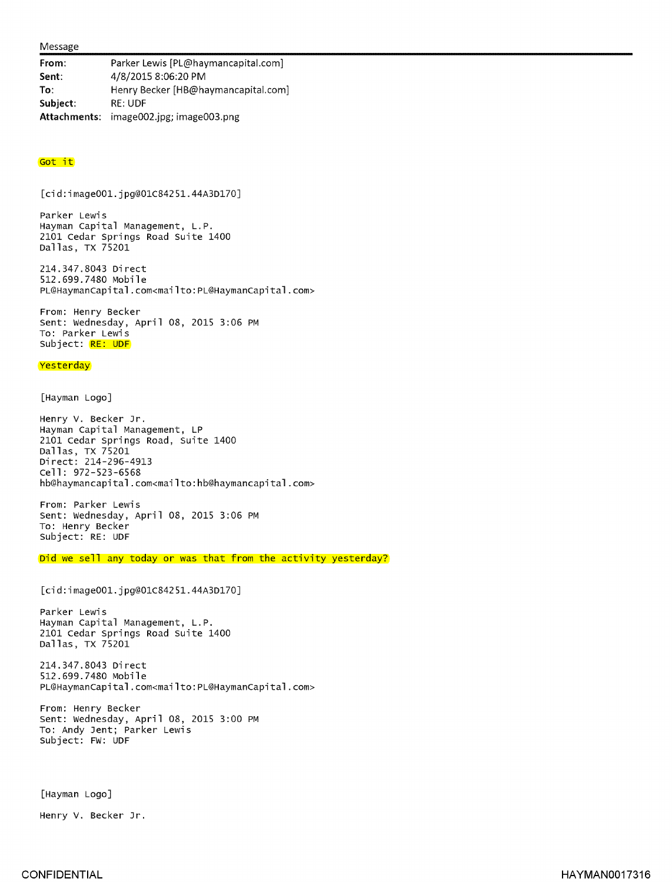Message

**From:** Parker Lewis [PL@haymancapital.com]
**Sent:** 4/8/2015 8:06:20 PM
**To:** Henry Becker [HB@haymancapital.com]
**Subject:** RE: UDF
**Attachments:** image002.jpg; image003.png

Got it

[cid:image001.jpg@01C84251.44A3D170]

Parker Lewis
Hayman Capital Management, L.P.
2101 Cedar Springs Road Suite 1400
Dallas, TX 75201

214.347.8043 Direct
512.699.7480 Mobile
PL@HaymanCapital.com<mailto:PL@HaymanCapital.com>

From: Henry Becker
Sent: Wednesday, April 08, 2015 3:06 PM
To: Parker Lewis
Subject: RE: UDF

Yesterday

[Hayman Logo]

Henry V. Becker Jr.
Hayman Capital Management, LP
2101 Cedar Springs Road, Suite 1400
Dallas, TX 75201
Direct: 214-296-4913
Cell: 972-523-6568
hb@haymancapital.com<mailto:hb@haymancapital.com>

From: Parker Lewis
Sent: Wednesday, April 08, 2015 3:06 PM
To: Henry Becker
Subject: RE: UDF

Did we sell any today or was that from the activity yesterday?

[cid:image001.jpg@01C84251.44A3D170]

Parker Lewis
Hayman Capital Management, L.P.
2101 Cedar Springs Road Suite 1400
Dallas, TX 75201

214.347.8043 Direct
512.699.7480 Mobile
PL@HaymanCapital.com<mailto:PL@HaymanCapital.com>

From: Henry Becker
Sent: Wednesday, April 08, 2015 3:00 PM
To: Andy Jent; Parker Lewis
Subject: FW: UDF

[Hayman Logo]

Henry V. Becker Jr.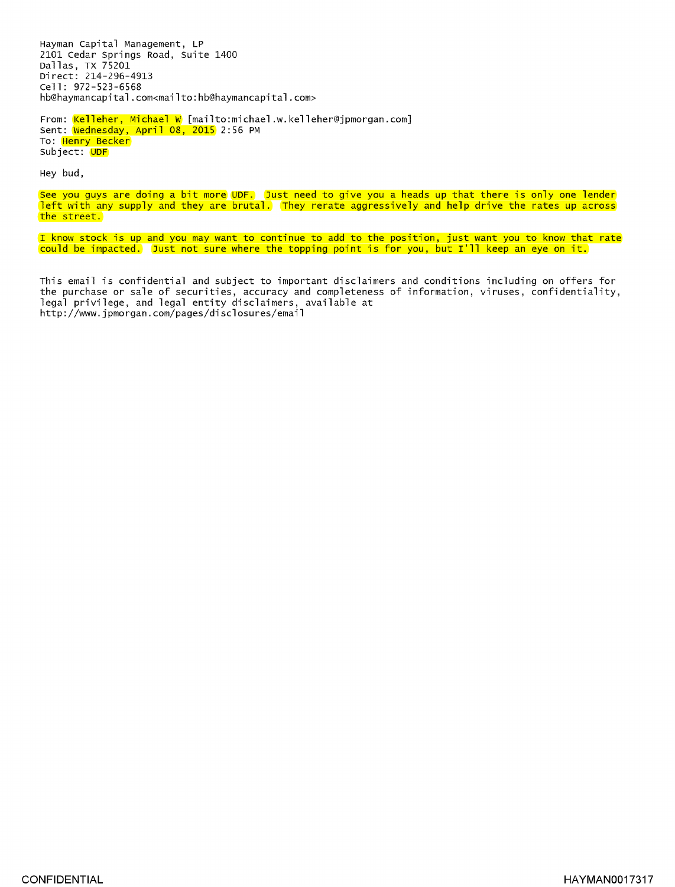Hayman Capital Management, LP
2101 Cedar Springs Road, Suite 1400
Dallas, TX 75201
Direct: 214-296-4913
Cell: 972-523-6568
hb@haymancapital.com<mailto:hb@haymancapital.com>

From: Kelleher, Michael W [mailto:michael.w.kelleher@jpmorgan.com]
Sent: Wednesday, April 08, 2015 2:56 PM
To: Henry Becker
Subject: UDF

Hey bud,

See you guys are doing a bit more UDF. Just need to give you a heads up that there is only one lender left with any supply and they are brutal. They rerate aggressively and help drive the rates up across the street.

I know stock is up and you may want to continue to add to the position, just want you to know that rate could be impacted. Just not sure where the topping point is for you, but I'll keep an eye on it.

This email is confidential and subject to important disclaimers and conditions including on offers for the purchase or sale of securities, accuracy and completeness of information, viruses, confidentiality, legal privilege, and legal entity disclaimers, available at
http://www.jpmorgan.com/pages/disclosures/email

CONFIDENTIAL HAYMAN0017317